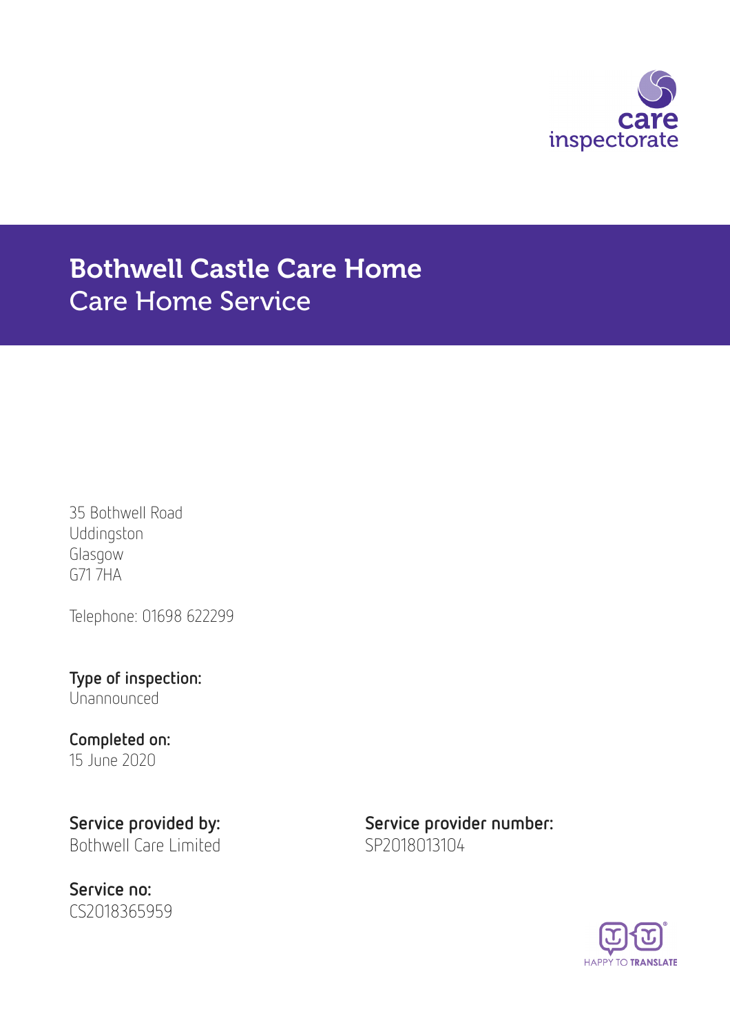care inspectorate

# Bothwell Castle Care Home
## Care Home Service

35 Bothwell Road
Uddingston
Glasgow
G71 7HA

Telephone: 01698 622299

**Type of inspection:**
Unannounced

**Completed on:**
15 June 2020

**Service provided by:**
Bothwell Care Limited

**Service provider number:**
SP2018013104

**Service no:**
CS2018365959

HAPPY TO TRANSLATE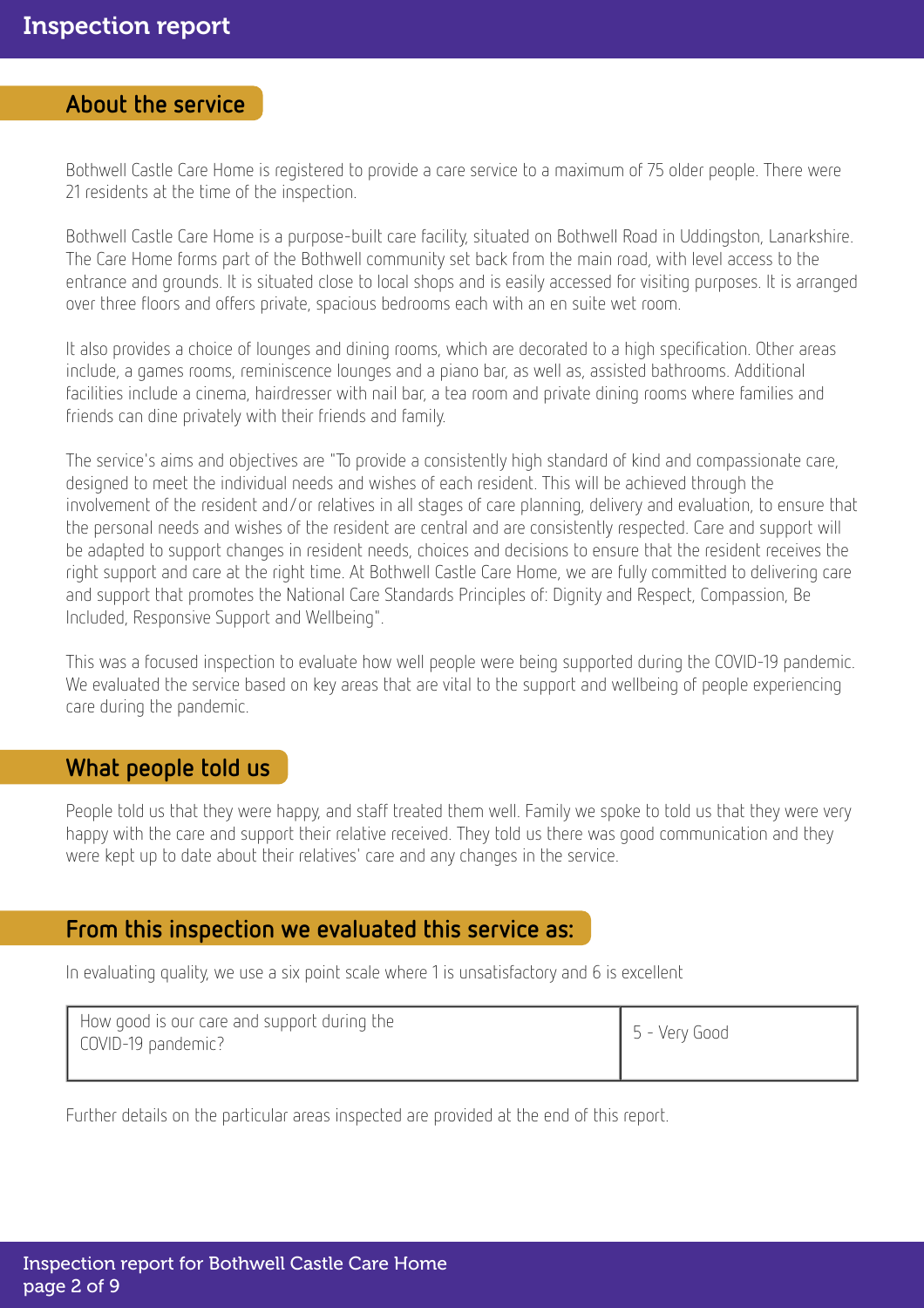## About the service

Bothwell Castle Care Home is registered to provide a care service to a maximum of 75 older people. There were 21 residents at the time of the inspection.

Bothwell Castle Care Home is a purpose-built care facility, situated on Bothwell Road in Uddingston, Lanarkshire. The Care Home forms part of the Bothwell community set back from the main road, with level access to the entrance and grounds. It is situated close to local shops and is easily accessed for visiting purposes. It is arranged over three floors and offers private, spacious bedrooms each with an en suite wet room.

It also provides a choice of lounges and dining rooms, which are decorated to a high specification. Other areas include, a games rooms, reminiscence lounges and a piano bar, as well as, assisted bathrooms. Additional facilities include a cinema, hairdresser with nail bar, a tea room and private dining rooms where families and friends can dine privately with their friends and family.

The service's aims and objectives are "To provide a consistently high standard of kind and compassionate care, designed to meet the individual needs and wishes of each resident. This will be achieved through the involvement of the resident and/or relatives in all stages of care planning, delivery and evaluation, to ensure that the personal needs and wishes of the resident are central and are consistently respected. Care and support will be adapted to support changes in resident needs, choices and decisions to ensure that the resident receives the right support and care at the right time. At Bothwell Castle Care Home, we are fully committed to delivering care and support that promotes the National Care Standards Principles of: Dignity and Respect, Compassion, Be Included, Responsive Support and Wellbeing".

This was a focused inspection to evaluate how well people were being supported during the COVID-19 pandemic. We evaluated the service based on key areas that are vital to the support and wellbeing of people experiencing care during the pandemic.

## What people told us

People told us that they were happy, and staff treated them well. Family we spoke to told us that they were very happy with the care and support their relative received. They told us there was good communication and they were kept up to date about their relatives' care and any changes in the service.

## From this inspection we evaluated this service as:

In evaluating quality, we use a six point scale where 1 is unsatisfactory and 6 is excellent

| | |
|---|---|
| How good is our care and support during the COVID-19 pandemic? | 5 - Very Good |

Further details on the particular areas inspected are provided at the end of this report.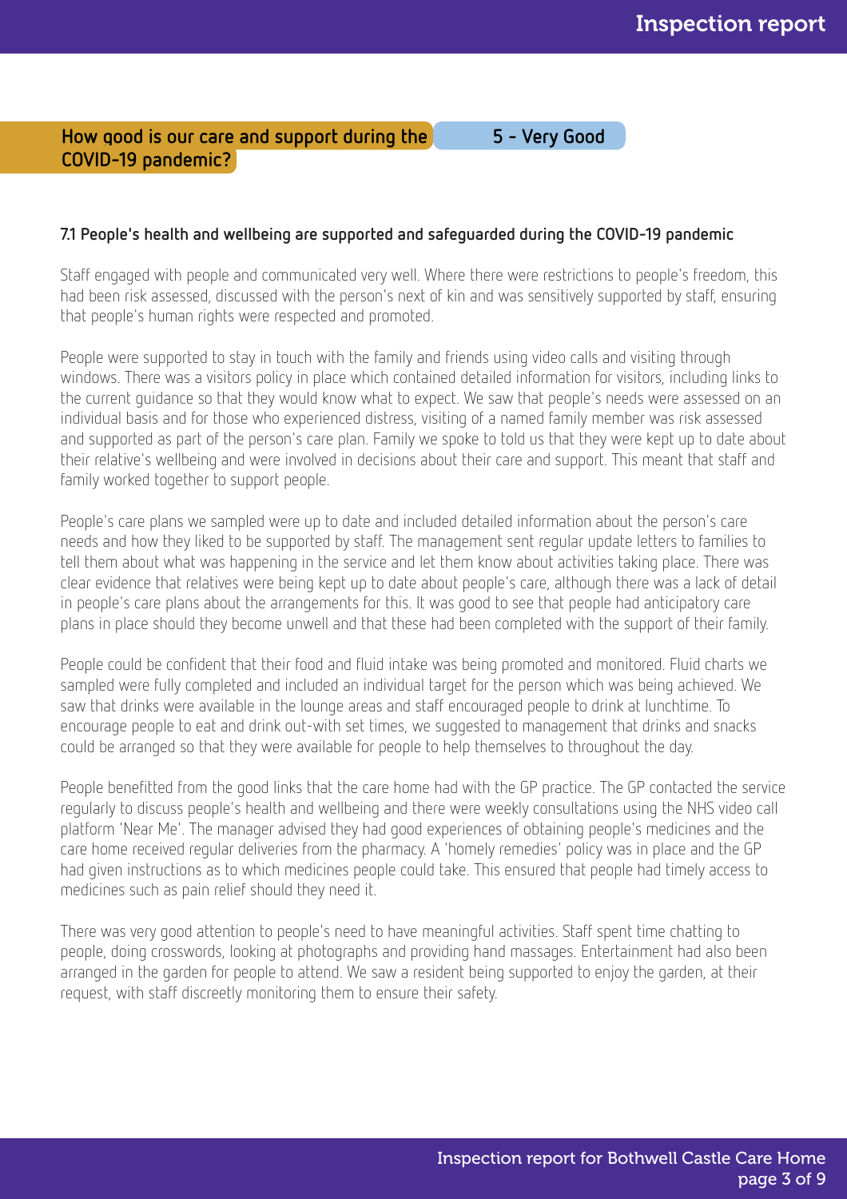## How good is our care and support during the COVID-19 pandemic? — 5 - Very Good

### 7.1 People's health and wellbeing are supported and safeguarded during the COVID-19 pandemic

Staff engaged with people and communicated very well. Where there were restrictions to people's freedom, this had been risk assessed, discussed with the person's next of kin and was sensitively supported by staff, ensuring that people's human rights were respected and promoted.

People were supported to stay in touch with the family and friends using video calls and visiting through windows. There was a visitors policy in place which contained detailed information for visitors, including links to the current guidance so that they would know what to expect. We saw that people's needs were assessed on an individual basis and for those who experienced distress, visiting of a named family member was risk assessed and supported as part of the person's care plan. Family we spoke to told us that they were kept up to date about their relative's wellbeing and were involved in decisions about their care and support. This meant that staff and family worked together to support people.

People's care plans we sampled were up to date and included detailed information about the person's care needs and how they liked to be supported by staff. The management sent regular update letters to families to tell them about what was happening in the service and let them know about activities taking place. There was clear evidence that relatives were being kept up to date about people's care, although there was a lack of detail in people's care plans about the arrangements for this. It was good to see that people had anticipatory care plans in place should they become unwell and that these had been completed with the support of their family.

People could be confident that their food and fluid intake was being promoted and monitored. Fluid charts we sampled were fully completed and included an individual target for the person which was being achieved. We saw that drinks were available in the lounge areas and staff encouraged people to drink at lunchtime. To encourage people to eat and drink out-with set times, we suggested to management that drinks and snacks could be arranged so that they were available for people to help themselves to throughout the day.

People benefitted from the good links that the care home had with the GP practice. The GP contacted the service regularly to discuss people's health and wellbeing and there were weekly consultations using the NHS video call platform 'Near Me'. The manager advised they had good experiences of obtaining people's medicines and the care home received regular deliveries from the pharmacy. A 'homely remedies' policy was in place and the GP had given instructions as to which medicines people could take. This ensured that people had timely access to medicines such as pain relief should they need it.

There was very good attention to people's need to have meaningful activities. Staff spent time chatting to people, doing crosswords, looking at photographs and providing hand massages. Entertainment had also been arranged in the garden for people to attend. We saw a resident being supported to enjoy the garden, at their request, with staff discreetly monitoring them to ensure their safety.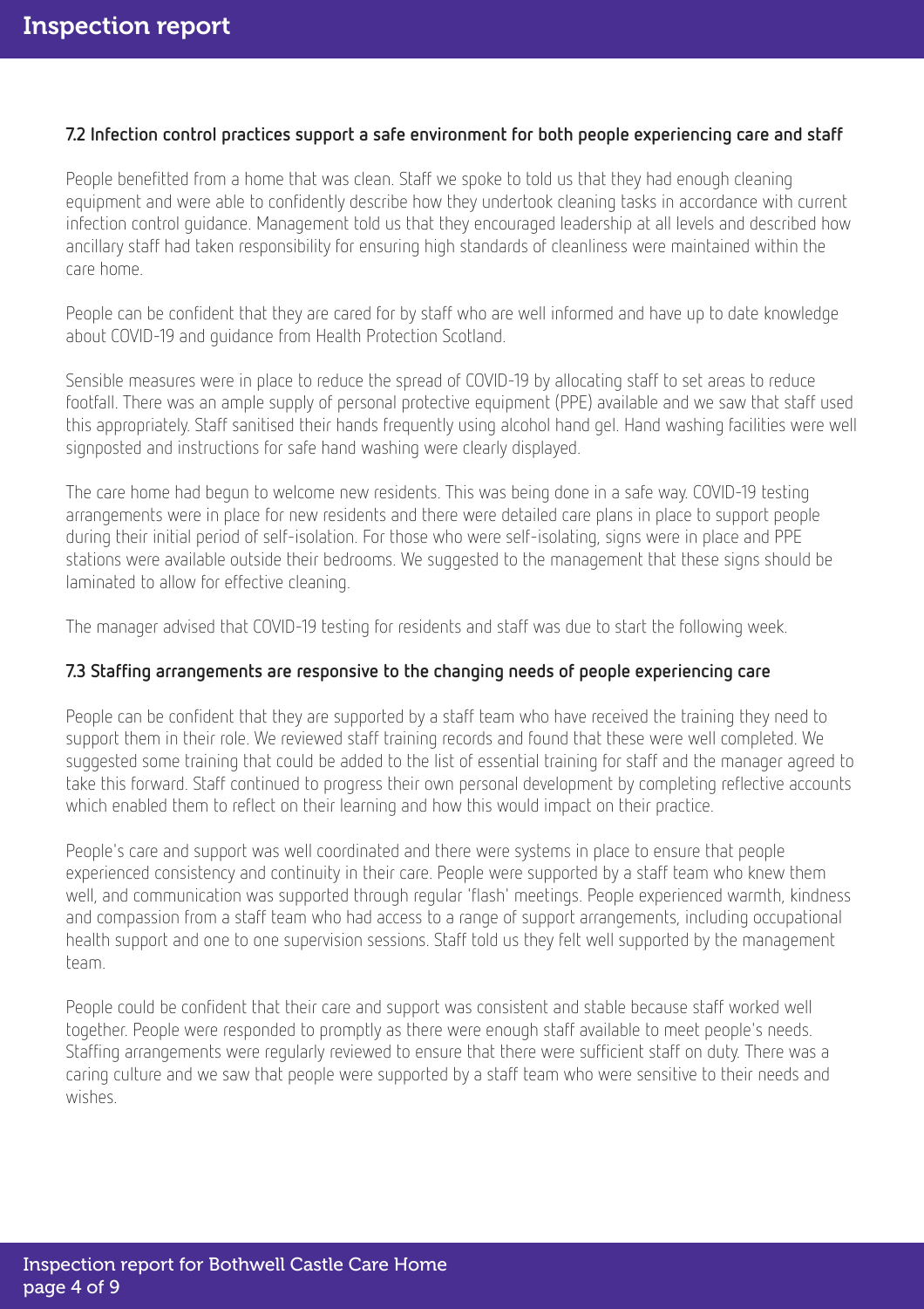### 7.2 Infection control practices support a safe environment for both people experiencing care and staff

People benefitted from a home that was clean. Staff we spoke to told us that they had enough cleaning equipment and were able to confidently describe how they undertook cleaning tasks in accordance with current infection control guidance. Management told us that they encouraged leadership at all levels and described how ancillary staff had taken responsibility for ensuring high standards of cleanliness were maintained within the care home.

People can be confident that they are cared for by staff who are well informed and have up to date knowledge about COVID-19 and guidance from Health Protection Scotland.

Sensible measures were in place to reduce the spread of COVID-19 by allocating staff to set areas to reduce footfall. There was an ample supply of personal protective equipment (PPE) available and we saw that staff used this appropriately. Staff sanitised their hands frequently using alcohol hand gel. Hand washing facilities were well signposted and instructions for safe hand washing were clearly displayed.

The care home had begun to welcome new residents. This was being done in a safe way. COVID-19 testing arrangements were in place for new residents and there were detailed care plans in place to support people during their initial period of self-isolation. For those who were self-isolating, signs were in place and PPE stations were available outside their bedrooms. We suggested to the management that these signs should be laminated to allow for effective cleaning.

The manager advised that COVID-19 testing for residents and staff was due to start the following week.

### 7.3 Staffing arrangements are responsive to the changing needs of people experiencing care

People can be confident that they are supported by a staff team who have received the training they need to support them in their role. We reviewed staff training records and found that these were well completed. We suggested some training that could be added to the list of essential training for staff and the manager agreed to take this forward. Staff continued to progress their own personal development by completing reflective accounts which enabled them to reflect on their learning and how this would impact on their practice.

People's care and support was well coordinated and there were systems in place to ensure that people experienced consistency and continuity in their care. People were supported by a staff team who knew them well, and communication was supported through regular 'flash' meetings. People experienced warmth, kindness and compassion from a staff team who had access to a range of support arrangements, including occupational health support and one to one supervision sessions. Staff told us they felt well supported by the management team.

People could be confident that their care and support was consistent and stable because staff worked well together. People were responded to promptly as there were enough staff available to meet people's needs. Staffing arrangements were regularly reviewed to ensure that there were sufficient staff on duty. There was a caring culture and we saw that people were supported by a staff team who were sensitive to their needs and wishes.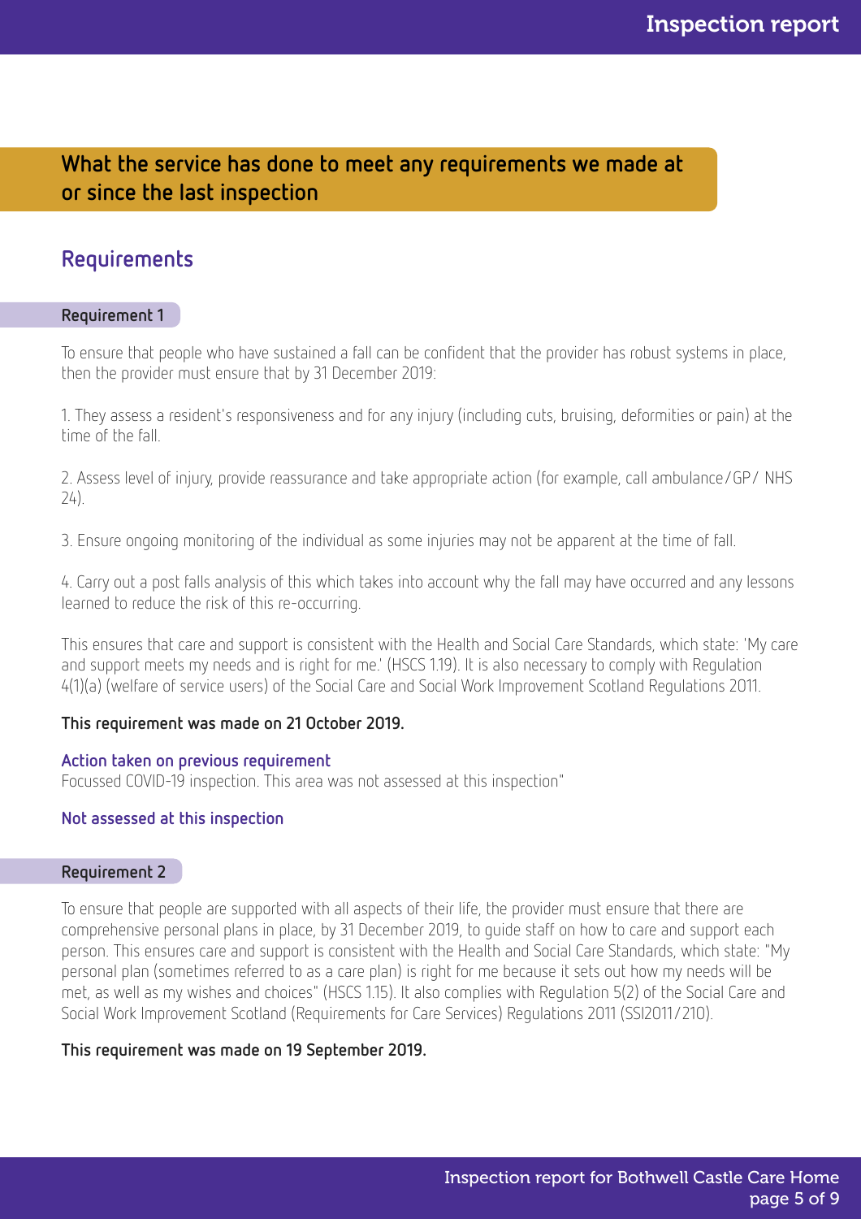## What the service has done to meet any requirements we made at or since the last inspection

### Requirements

#### Requirement 1

To ensure that people who have sustained a fall can be confident that the provider has robust systems in place, then the provider must ensure that by 31 December 2019:

1. They assess a resident's responsiveness and for any injury (including cuts, bruising, deformities or pain) at the time of the fall.

2. Assess level of injury, provide reassurance and take appropriate action (for example, call ambulance/GP/ NHS 24).

3. Ensure ongoing monitoring of the individual as some injuries may not be apparent at the time of fall.

4. Carry out a post falls analysis of this which takes into account why the fall may have occurred and any lessons learned to reduce the risk of this re-occurring.

This ensures that care and support is consistent with the Health and Social Care Standards, which state: 'My care and support meets my needs and is right for me.' (HSCS 1.19). It is also necessary to comply with Regulation 4(1)(a) (welfare of service users) of the Social Care and Social Work Improvement Scotland Regulations 2011.

**This requirement was made on 21 October 2019.**

**Action taken on previous requirement**
Focussed COVID-19 inspection. This area was not assessed at this inspection"

**Not assessed at this inspection**

#### Requirement 2

To ensure that people are supported with all aspects of their life, the provider must ensure that there are comprehensive personal plans in place, by 31 December 2019, to guide staff on how to care and support each person. This ensures care and support is consistent with the Health and Social Care Standards, which state: "My personal plan (sometimes referred to as a care plan) is right for me because it sets out how my needs will be met, as well as my wishes and choices" (HSCS 1.15). It also complies with Regulation 5(2) of the Social Care and Social Work Improvement Scotland (Requirements for Care Services) Regulations 2011 (SSI2011/210).

**This requirement was made on 19 September 2019.**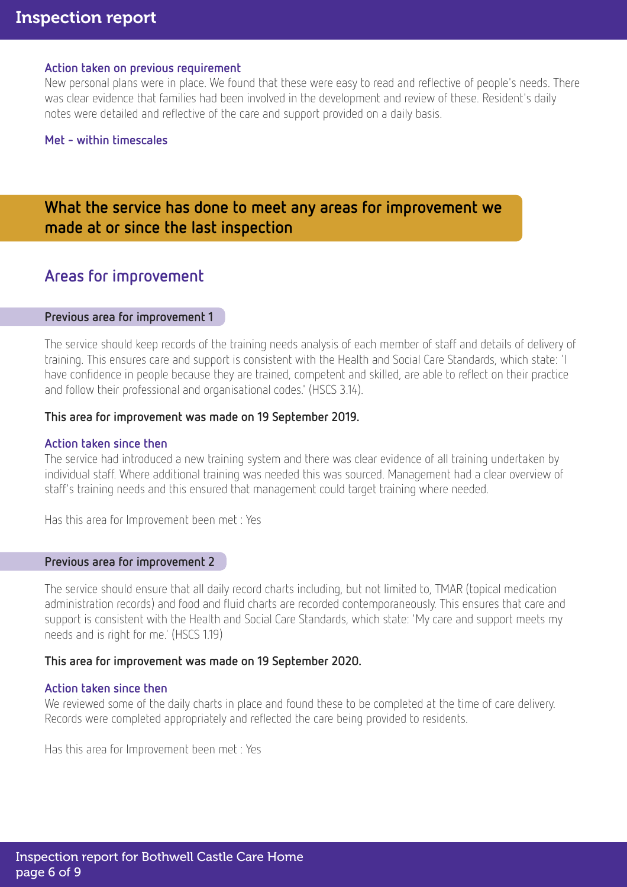### Action taken on previous requirement

New personal plans were in place. We found that these were easy to read and reflective of people's needs. There was clear evidence that families had been involved in the development and review of these. Resident's daily notes were detailed and reflective of the care and support provided on a daily basis.

**Met - within timescales**

## What the service has done to meet any areas for improvement we made at or since the last inspection

## Areas for improvement

### Previous area for improvement 1

The service should keep records of the training needs analysis of each member of staff and details of delivery of training. This ensures care and support is consistent with the Health and Social Care Standards, which state: 'I have confidence in people because they are trained, competent and skilled, are able to reflect on their practice and follow their professional and organisational codes.' (HSCS 3.14).

**This area for improvement was made on 19 September 2019.**

#### Action taken since then

The service had introduced a new training system and there was clear evidence of all training undertaken by individual staff. Where additional training was needed this was sourced. Management had a clear overview of staff's training needs and this ensured that management could target training where needed.

Has this area for Improvement been met : Yes

### Previous area for improvement 2

The service should ensure that all daily record charts including, but not limited to, TMAR (topical medication administration records) and food and fluid charts are recorded contemporaneously. This ensures that care and support is consistent with the Health and Social Care Standards, which state: 'My care and support meets my needs and is right for me.' (HSCS 1.19)

**This area for improvement was made on 19 September 2020.**

#### Action taken since then

We reviewed some of the daily charts in place and found these to be completed at the time of care delivery. Records were completed appropriately and reflected the care being provided to residents.

Has this area for Improvement been met : Yes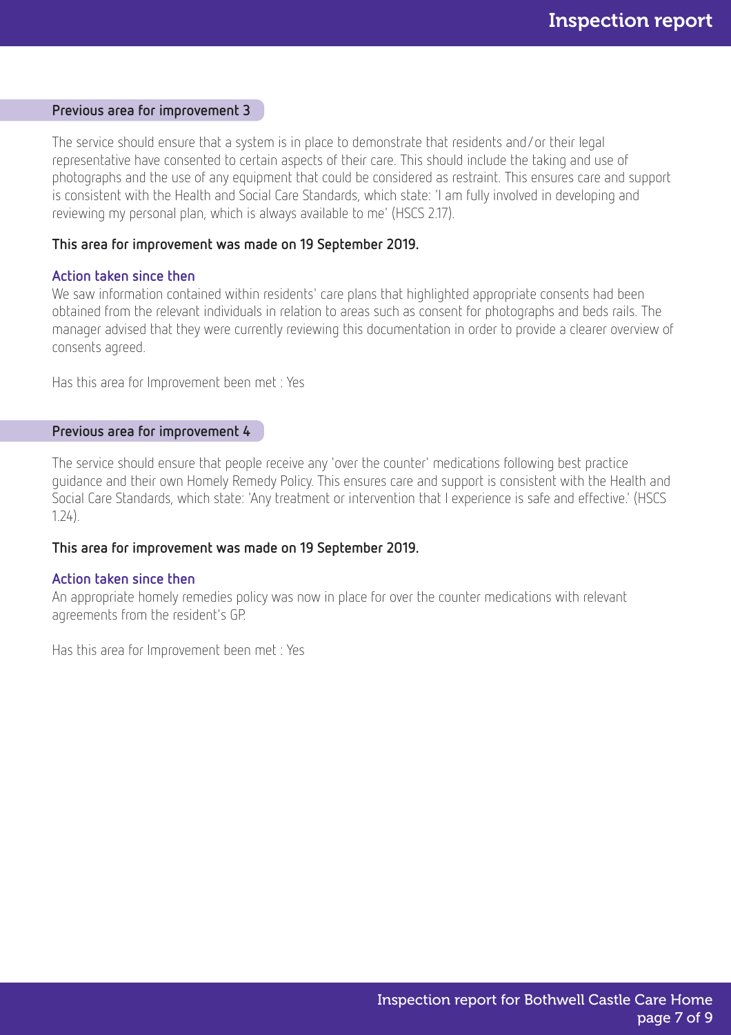### Previous area for improvement 3

The service should ensure that a system is in place to demonstrate that residents and/or their legal representative have consented to certain aspects of their care. This should include the taking and use of photographs and the use of any equipment that could be considered as restraint. This ensures care and support is consistent with the Health and Social Care Standards, which state: 'I am fully involved in developing and reviewing my personal plan, which is always available to me' (HSCS 2.17).

**This area for improvement was made on 19 September 2019.**

#### Action taken since then

We saw information contained within residents' care plans that highlighted appropriate consents had been obtained from the relevant individuals in relation to areas such as consent for photographs and beds rails. The manager advised that they were currently reviewing this documentation in order to provide a clearer overview of consents agreed.

Has this area for Improvement been met : Yes

### Previous area for improvement 4

The service should ensure that people receive any 'over the counter' medications following best practice guidance and their own Homely Remedy Policy. This ensures care and support is consistent with the Health and Social Care Standards, which state: 'Any treatment or intervention that I experience is safe and effective.' (HSCS 1.24).

**This area for improvement was made on 19 September 2019.**

#### Action taken since then

An appropriate homely remedies policy was now in place for over the counter medications with relevant agreements from the resident's GP.

Has this area for Improvement been met : Yes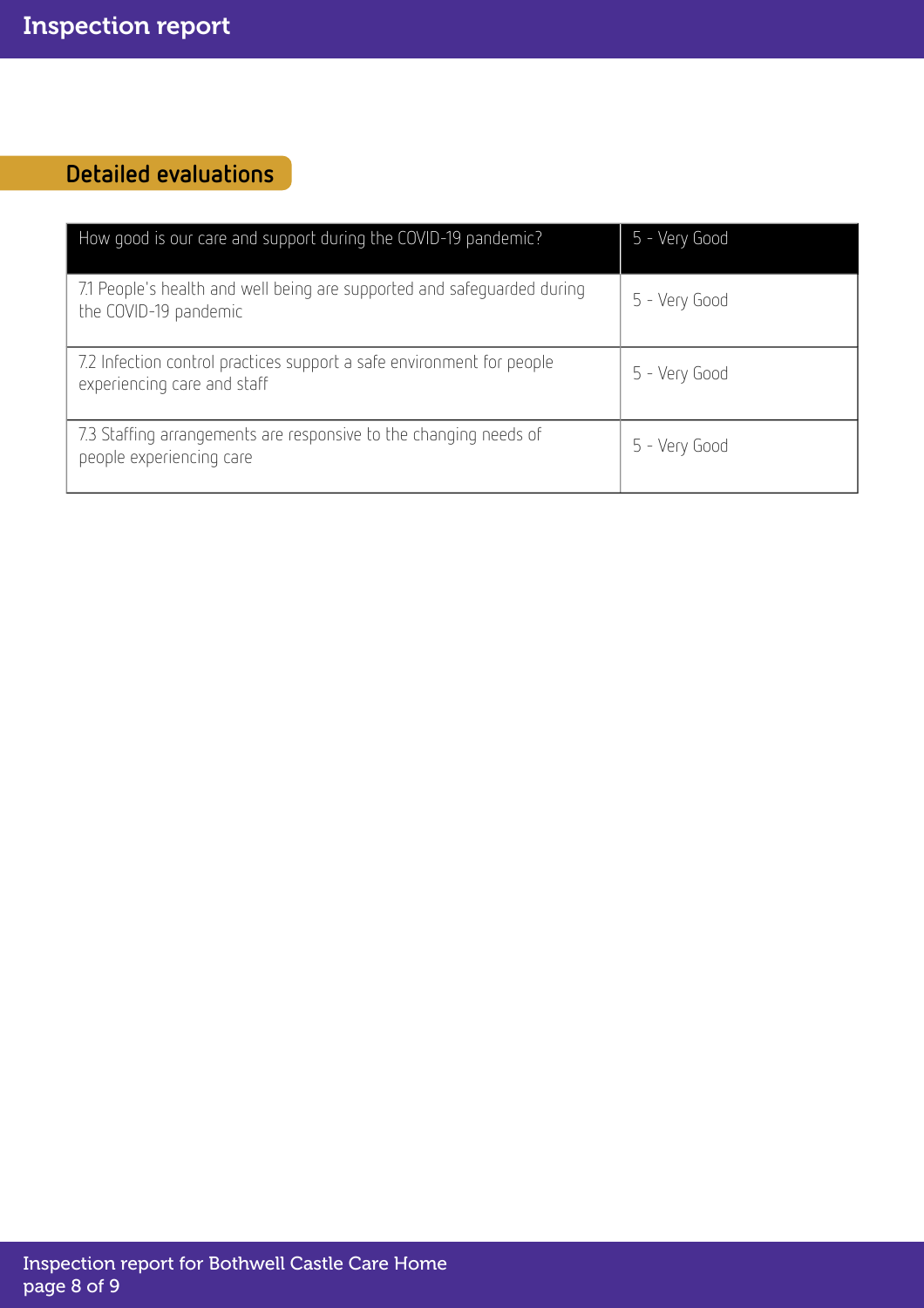## Detailed evaluations

| How good is our care and support during the COVID-19 pandemic? | 5 - Very Good |
| --- | --- |
| 7.1 People's health and well being are supported and safeguarded during the COVID-19 pandemic | 5 - Very Good |
| 7.2 Infection control practices support a safe environment for people experiencing care and staff | 5 - Very Good |
| 7.3 Staffing arrangements are responsive to the changing needs of people experiencing care | 5 - Very Good |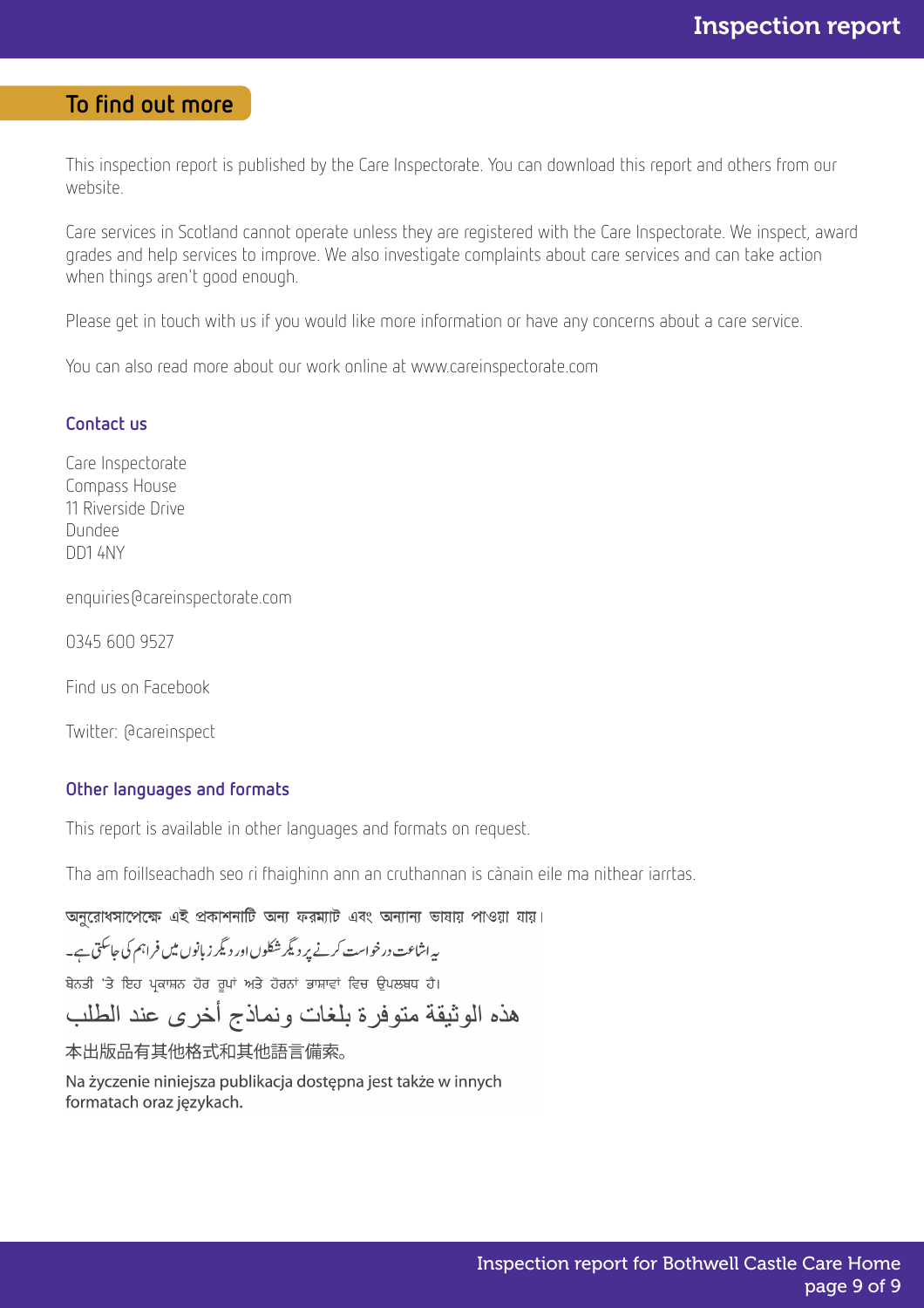## To find out more

This inspection report is published by the Care Inspectorate. You can download this report and others from our website.

Care services in Scotland cannot operate unless they are registered with the Care Inspectorate. We inspect, award grades and help services to improve. We also investigate complaints about care services and can take action when things aren't good enough.

Please get in touch with us if you would like more information or have any concerns about a care service.

You can also read more about our work online at www.careinspectorate.com

### Contact us

Care Inspectorate
Compass House
11 Riverside Drive
Dundee
DD1 4NY

enquiries@careinspectorate.com

0345 600 9527

Find us on Facebook

Twitter: @careinspect

### Other languages and formats

This report is available in other languages and formats on request.

Tha am foillseachadh seo ri fhaighinn ann an cruthannan is cànain eile ma nithear iarrtas.

অনুরোধসাপেক্ষে এই প্রকাশনাটি অন্য ফরম্যাট এবং অন্যান্য ভাষায় পাওয়া যায়।

یہ اشاعت درخواست کرنے پر دیگر شکلوں اور دیگر زبانوں میں فراہم کی جاسکتی ہے۔

ਬੇਨਤੀ 'ਤੇ ਇਹ ਪ੍ਰਕਾਸ਼ਨ ਹੋਰ ਰੂਪਾਂ ਅਤੇ ਹੋਰਨਾਂ ਭਾਸ਼ਾਵਾਂ ਵਿਚ ਉਪਲਬਧ ਹੈ।

هذه الوثيقة متوفرة بلغات ونماذج أخرى عند الطلب

本出版品有其他格式和其他語言備索。

Na życzenie niniejsza publikacja dostępna jest także w innych formatach oraz językach.